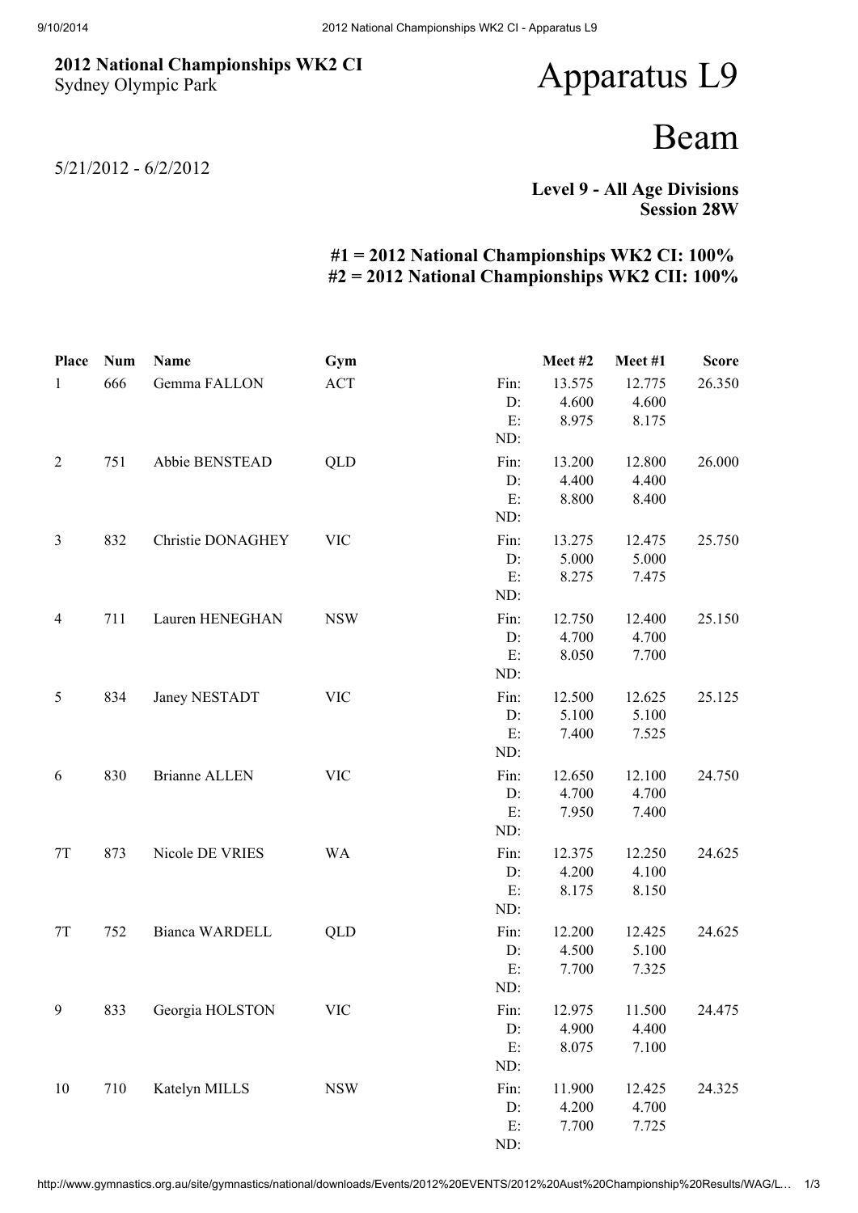**2012 National Championships WK2 CI**
Sydney Olympic Park

5/21/2012 - 6/2/2012

# Apparatus L9

# Beam

**Level 9 - All Age Divisions**
**Session 28W**

**#1 = 2012 National Championships WK2 CI: 100%**
**#2 = 2012 National Championships WK2 CII: 100%**

| Place | Num | Name | Gym | | Meet #2 | Meet #1 | Score |
|---|---|---|---|---|---|---|---|
| 1 | 666 | Gemma FALLON | ACT | Fin: | 13.575 | 12.775 | 26.350 |
| | | | | D: | 4.600 | 4.600 | |
| | | | | E: | 8.975 | 8.175 | |
| | | | | ND: | | | |
| 2 | 751 | Abbie BENSTEAD | QLD | Fin: | 13.200 | 12.800 | 26.000 |
| | | | | D: | 4.400 | 4.400 | |
| | | | | E: | 8.800 | 8.400 | |
| | | | | ND: | | | |
| 3 | 832 | Christie DONAGHEY | VIC | Fin: | 13.275 | 12.475 | 25.750 |
| | | | | D: | 5.000 | 5.000 | |
| | | | | E: | 8.275 | 7.475 | |
| | | | | ND: | | | |
| 4 | 711 | Lauren HENEGHAN | NSW | Fin: | 12.750 | 12.400 | 25.150 |
| | | | | D: | 4.700 | 4.700 | |
| | | | | E: | 8.050 | 7.700 | |
| | | | | ND: | | | |
| 5 | 834 | Janey NESTADT | VIC | Fin: | 12.500 | 12.625 | 25.125 |
| | | | | D: | 5.100 | 5.100 | |
| | | | | E: | 7.400 | 7.525 | |
| | | | | ND: | | | |
| 6 | 830 | Brianne ALLEN | VIC | Fin: | 12.650 | 12.100 | 24.750 |
| | | | | D: | 4.700 | 4.700 | |
| | | | | E: | 7.950 | 7.400 | |
| | | | | ND: | | | |
| 7T | 873 | Nicole DE VRIES | WA | Fin: | 12.375 | 12.250 | 24.625 |
| | | | | D: | 4.200 | 4.100 | |
| | | | | E: | 8.175 | 8.150 | |
| | | | | ND: | | | |
| 7T | 752 | Bianca WARDELL | QLD | Fin: | 12.200 | 12.425 | 24.625 |
| | | | | D: | 4.500 | 5.100 | |
| | | | | E: | 7.700 | 7.325 | |
| | | | | ND: | | | |
| 9 | 833 | Georgia HOLSTON | VIC | Fin: | 12.975 | 11.500 | 24.475 |
| | | | | D: | 4.900 | 4.400 | |
| | | | | E: | 8.075 | 7.100 | |
| | | | | ND: | | | |
| 10 | 710 | Katelyn MILLS | NSW | Fin: | 11.900 | 12.425 | 24.325 |
| | | | | D: | 4.200 | 4.700 | |
| | | | | E: | 7.700 | 7.725 | |
| | | | | ND: | | | |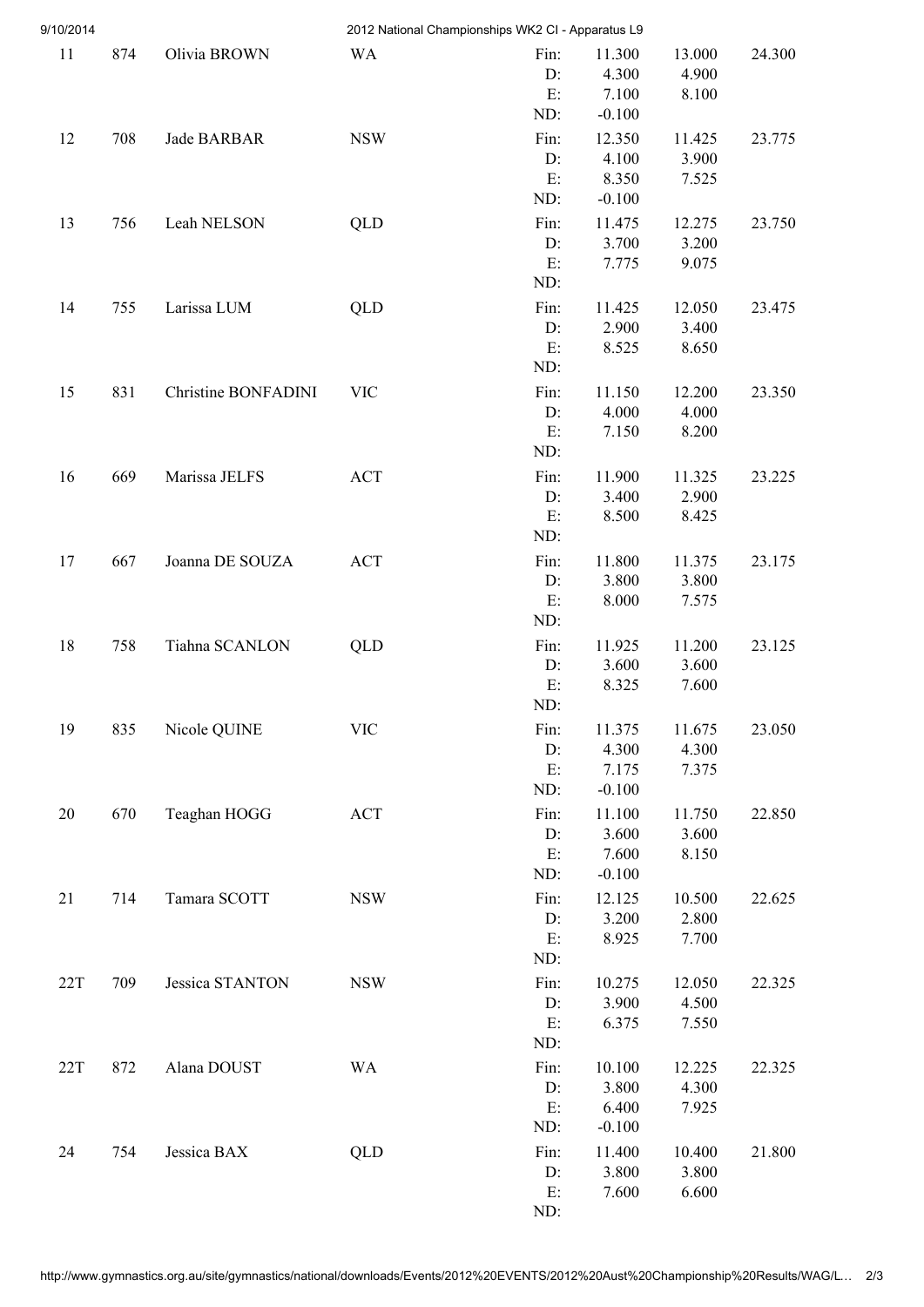| Rank | No. | Name | State | | | | Total |
|---|---|---|---|---|---|---|---|
| 11 | 874 | Olivia BROWN | WA | Fin: | 11.300 | 13.000 | 24.300 |
| | | | | D: | 4.300 | 4.900 | |
| | | | | E: | 7.100 | 8.100 | |
| | | | | ND: | -0.100 | | |
| 12 | 708 | Jade BARBAR | NSW | Fin: | 12.350 | 11.425 | 23.775 |
| | | | | D: | 4.100 | 3.900 | |
| | | | | E: | 8.350 | 7.525 | |
| | | | | ND: | -0.100 | | |
| 13 | 756 | Leah NELSON | QLD | Fin: | 11.475 | 12.275 | 23.750 |
| | | | | D: | 3.700 | 3.200 | |
| | | | | E: | 7.775 | 9.075 | |
| | | | | ND: | | | |
| 14 | 755 | Larissa LUM | QLD | Fin: | 11.425 | 12.050 | 23.475 |
| | | | | D: | 2.900 | 3.400 | |
| | | | | E: | 8.525 | 8.650 | |
| | | | | ND: | | | |
| 15 | 831 | Christine BONFADINI | VIC | Fin: | 11.150 | 12.200 | 23.350 |
| | | | | D: | 4.000 | 4.000 | |
| | | | | E: | 7.150 | 8.200 | |
| | | | | ND: | | | |
| 16 | 669 | Marissa JELFS | ACT | Fin: | 11.900 | 11.325 | 23.225 |
| | | | | D: | 3.400 | 2.900 | |
| | | | | E: | 8.500 | 8.425 | |
| | | | | ND: | | | |
| 17 | 667 | Joanna DE SOUZA | ACT | Fin: | 11.800 | 11.375 | 23.175 |
| | | | | D: | 3.800 | 3.800 | |
| | | | | E: | 8.000 | 7.575 | |
| | | | | ND: | | | |
| 18 | 758 | Tiahna SCANLON | QLD | Fin: | 11.925 | 11.200 | 23.125 |
| | | | | D: | 3.600 | 3.600 | |
| | | | | E: | 8.325 | 7.600 | |
| | | | | ND: | | | |
| 19 | 835 | Nicole QUINE | VIC | Fin: | 11.375 | 11.675 | 23.050 |
| | | | | D: | 4.300 | 4.300 | |
| | | | | E: | 7.175 | 7.375 | |
| | | | | ND: | -0.100 | | |
| 20 | 670 | Teaghan HOGG | ACT | Fin: | 11.100 | 11.750 | 22.850 |
| | | | | D: | 3.600 | 3.600 | |
| | | | | E: | 7.600 | 8.150 | |
| | | | | ND: | -0.100 | | |
| 21 | 714 | Tamara SCOTT | NSW | Fin: | 12.125 | 10.500 | 22.625 |
| | | | | D: | 3.200 | 2.800 | |
| | | | | E: | 8.925 | 7.700 | |
| | | | | ND: | | | |
| 22T | 709 | Jessica STANTON | NSW | Fin: | 10.275 | 12.050 | 22.325 |
| | | | | D: | 3.900 | 4.500 | |
| | | | | E: | 6.375 | 7.550 | |
| | | | | ND: | | | |
| 22T | 872 | Alana DOUST | WA | Fin: | 10.100 | 12.225 | 22.325 |
| | | | | D: | 3.800 | 4.300 | |
| | | | | E: | 6.400 | 7.925 | |
| | | | | ND: | -0.100 | | |
| 24 | 754 | Jessica BAX | QLD | Fin: | 11.400 | 10.400 | 21.800 |
| | | | | D: | 3.800 | 3.800 | |
| | | | | E: | 7.600 | 6.600 | |
| | | | | ND: | | | |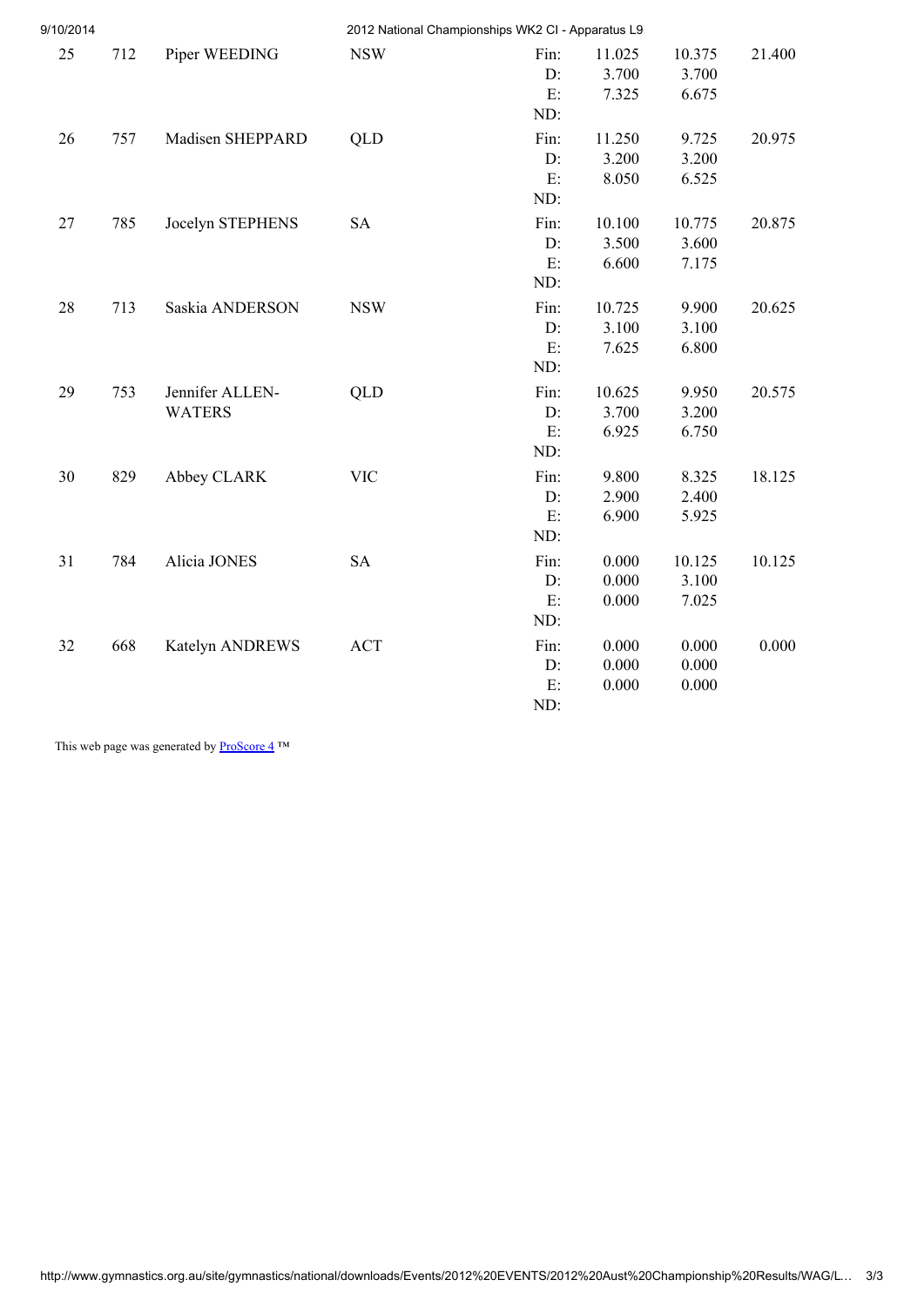| | | | | | | | |
|---|---|---|---|---|---|---|---|
| 25 | 712 | Piper WEEDING | NSW | Fin: | 11.025 | 10.375 | 21.400 |
| | | | | D: | 3.700 | 3.700 | |
| | | | | E: | 7.325 | 6.675 | |
| | | | | ND: | | | |
| 26 | 757 | Madisen SHEPPARD | QLD | Fin: | 11.250 | 9.725 | 20.975 |
| | | | | D: | 3.200 | 3.200 | |
| | | | | E: | 8.050 | 6.525 | |
| | | | | ND: | | | |
| 27 | 785 | Jocelyn STEPHENS | SA | Fin: | 10.100 | 10.775 | 20.875 |
| | | | | D: | 3.500 | 3.600 | |
| | | | | E: | 6.600 | 7.175 | |
| | | | | ND: | | | |
| 28 | 713 | Saskia ANDERSON | NSW | Fin: | 10.725 | 9.900 | 20.625 |
| | | | | D: | 3.100 | 3.100 | |
| | | | | E: | 7.625 | 6.800 | |
| | | | | ND: | | | |
| 29 | 753 | Jennifer ALLEN-WATERS | QLD | Fin: | 10.625 | 9.950 | 20.575 |
| | | | | D: | 3.700 | 3.200 | |
| | | | | E: | 6.925 | 6.750 | |
| | | | | ND: | | | |
| 30 | 829 | Abbey CLARK | VIC | Fin: | 9.800 | 8.325 | 18.125 |
| | | | | D: | 2.900 | 2.400 | |
| | | | | E: | 6.900 | 5.925 | |
| | | | | ND: | | | |
| 31 | 784 | Alicia JONES | SA | Fin: | 0.000 | 10.125 | 10.125 |
| | | | | D: | 0.000 | 3.100 | |
| | | | | E: | 0.000 | 7.025 | |
| | | | | ND: | | | |
| 32 | 668 | Katelyn ANDREWS | ACT | Fin: | 0.000 | 0.000 | 0.000 |
| | | | | D: | 0.000 | 0.000 | |
| | | | | E: | 0.000 | 0.000 | |
| | | | | ND: | | | |

This web page was generated by ProScore 4 ™